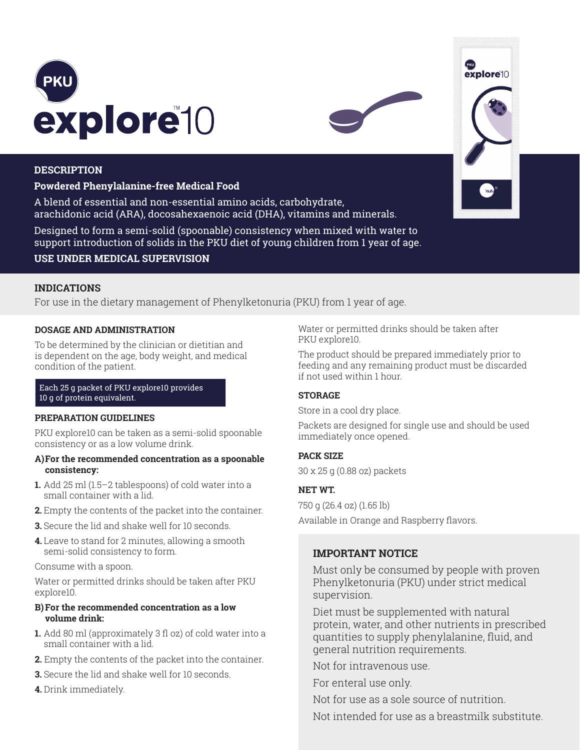# PKU explore10™

## DESCRIPTION

**Powdered Phenylalanine-free Medical Food**

A blend of essential and non-essential amino acids, carbohydrate, arachidonic acid (ARA), docosahexaenoic acid (DHA), vitamins and minerals.

Designed to form a semi-solid (spoonable) consistency when mixed with water to support introduction of solids in the PKU diet of young children from 1 year of age.

**USE UNDER MEDICAL SUPERVISION**

## INDICATIONS

For use in the dietary management of Phenylketonuria (PKU) from 1 year of age.

## DOSAGE AND ADMINISTRATION

To be determined by the clinician or dietitian and is dependent on the age, body weight, and medical condition of the patient.

Each 25 g packet of PKU explore10 provides 10 g of protein equivalent.

## PREPARATION GUIDELINES

PKU explore10 can be taken as a semi-solid spoonable consistency or as a low volume drink.

**A) For the recommended concentration as a spoonable consistency:**

1. Add 25 ml (1.5–2 tablespoons) of cold water into a small container with a lid.
2. Empty the contents of the packet into the container.
3. Secure the lid and shake well for 10 seconds.
4. Leave to stand for 2 minutes, allowing a smooth semi-solid consistency to form.

Consume with a spoon.

Water or permitted drinks should be taken after PKU explore10.

**B) For the recommended concentration as a low volume drink:**

1. Add 80 ml (approximately 3 fl oz) of cold water into a small container with a lid.
2. Empty the contents of the packet into the container.
3. Secure the lid and shake well for 10 seconds.
4. Drink immediately.

Water or permitted drinks should be taken after PKU explore10.

The product should be prepared immediately prior to feeding and any remaining product must be discarded if not used within 1 hour.

## STORAGE

Store in a cool dry place.

Packets are designed for single use and should be used immediately once opened.

## PACK SIZE

30 x 25 g (0.88 oz) packets

## NET WT.

750 g (26.4 oz) (1.65 lb)

Available in Orange and Raspberry flavors.

## IMPORTANT NOTICE

Must only be consumed by people with proven Phenylketonuria (PKU) under strict medical supervision.

Diet must be supplemented with natural protein, water, and other nutrients in prescribed quantities to supply phenylalanine, fluid, and general nutrition requirements.

Not for intravenous use.

For enteral use only.

Not for use as a sole source of nutrition.

Not intended for use as a breastmilk substitute.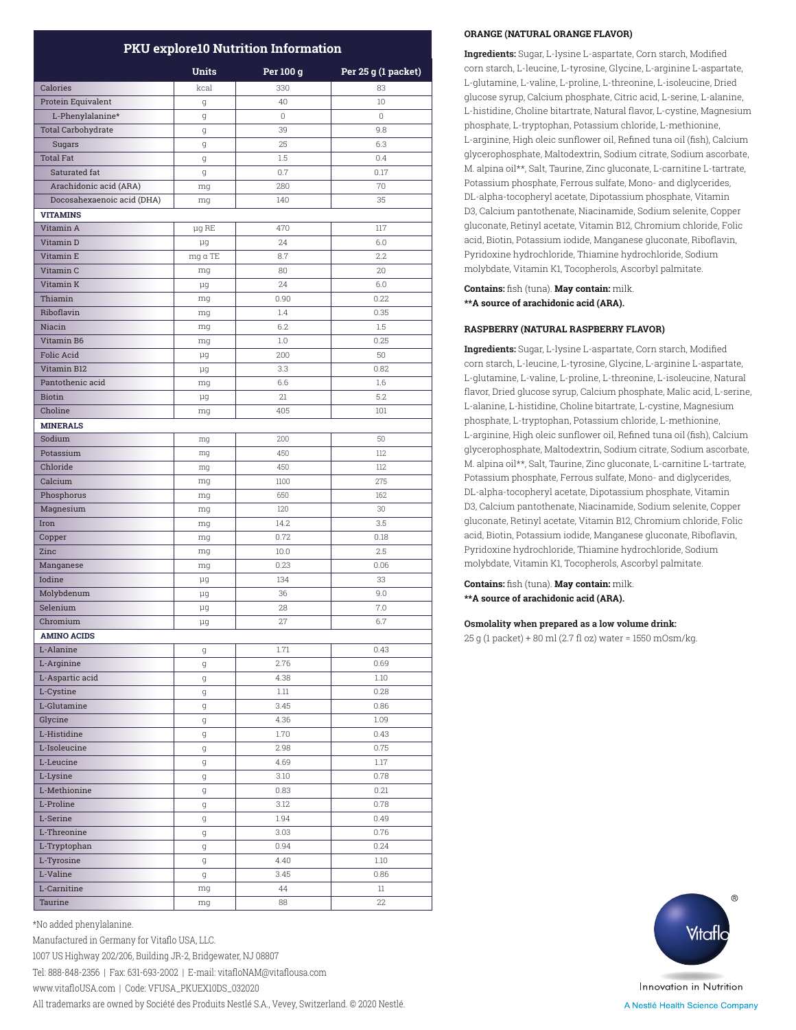## PKU explore10 Nutrition Information

| | Units | Per 100 g | Per 25 g (1 packet) |
|---|---|---|---|
| Calories | kcal | 330 | 83 |
| Protein Equivalent | g | 40 | 10 |
| L-Phenylalanine* | g | 0 | 0 |
| Total Carbohydrate | g | 39 | 9.8 |
| Sugars | g | 25 | 6.3 |
| Total Fat | g | 1.5 | 0.4 |
| Saturated fat | g | 0.7 | 0.17 |
| Arachidonic acid (ARA) | mg | 280 | 70 |
| Docosahexaenoic acid (DHA) | mg | 140 | 35 |
| **VITAMINS** | | | |
| Vitamin A | µg RE | 470 | 117 |
| Vitamin D | µg | 24 | 6.0 |
| Vitamin E | mg α TE | 8.7 | 2.2 |
| Vitamin C | mg | 80 | 20 |
| Vitamin K | µg | 24 | 6.0 |
| Thiamin | mg | 0.90 | 0.22 |
| Riboflavin | mg | 1.4 | 0.35 |
| Niacin | mg | 6.2 | 1.5 |
| Vitamin B6 | mg | 1.0 | 0.25 |
| Folic Acid | µg | 200 | 50 |
| Vitamin B12 | µg | 3.3 | 0.82 |
| Pantothenic acid | mg | 6.6 | 1.6 |
| Biotin | µg | 21 | 5.2 |
| Choline | mg | 405 | 101 |
| **MINERALS** | | | |
| Sodium | mg | 200 | 50 |
| Potassium | mg | 450 | 112 |
| Chloride | mg | 450 | 112 |
| Calcium | mg | 1100 | 275 |
| Phosphorus | mg | 650 | 162 |
| Magnesium | mg | 120 | 30 |
| Iron | mg | 14.2 | 3.5 |
| Copper | mg | 0.72 | 0.18 |
| Zinc | mg | 10.0 | 2.5 |
| Manganese | mg | 0.23 | 0.06 |
| Iodine | µg | 134 | 33 |
| Molybdenum | µg | 36 | 9.0 |
| Selenium | µg | 28 | 7.0 |
| Chromium | µg | 27 | 6.7 |
| **AMINO ACIDS** | | | |
| L-Alanine | g | 1.71 | 0.43 |
| L-Arginine | g | 2.76 | 0.69 |
| L-Aspartic acid | g | 4.38 | 1.10 |
| L-Cystine | g | 1.11 | 0.28 |
| L-Glutamine | g | 3.45 | 0.86 |
| Glycine | g | 4.36 | 1.09 |
| L-Histidine | g | 1.70 | 0.43 |
| L-Isoleucine | g | 2.98 | 0.75 |
| L-Leucine | g | 4.69 | 1.17 |
| L-Lysine | g | 3.10 | 0.78 |
| L-Methionine | g | 0.83 | 0.21 |
| L-Proline | g | 3.12 | 0.78 |
| L-Serine | g | 1.94 | 0.49 |
| L-Threonine | g | 3.03 | 0.76 |
| L-Tryptophan | g | 0.94 | 0.24 |
| L-Tyrosine | g | 4.40 | 1.10 |
| L-Valine | g | 3.45 | 0.86 |
| L-Carnitine | mg | 44 | 11 |
| Taurine | mg | 88 | 22 |

*No added phenylalanine.

### ORANGE (NATURAL ORANGE FLAVOR)

**Ingredients:** Sugar, L-lysine L-aspartate, Corn starch, Modified corn starch, L-leucine, L-tyrosine, Glycine, L-arginine L-aspartate, L-glutamine, L-valine, L-proline, L-threonine, L-isoleucine, Dried glucose syrup, Calcium phosphate, Citric acid, L-serine, L-alanine, L-histidine, Choline bitartrate, Natural flavor, L-cystine, Magnesium phosphate, L-tryptophan, Potassium chloride, L-methionine, L-arginine, High oleic sunflower oil, Refined tuna oil (fish), Calcium glycerophosphate, Maltodextrin, Sodium citrate, Sodium ascorbate, M. alpina oil**, Salt, Taurine, Zinc gluconate, L-carnitine L-tartrate, Potassium phosphate, Ferrous sulfate, Mono- and diglycerides, DL-alpha-tocopheryl acetate, Dipotassium phosphate, Vitamin D3, Calcium pantothenate, Niacinamide, Sodium selenite, Copper gluconate, Retinyl acetate, Vitamin B12, Chromium chloride, Folic acid, Biotin, Potassium iodide, Manganese gluconate, Riboflavin, Pyridoxine hydrochloride, Thiamine hydrochloride, Sodium molybdate, Vitamin K1, Tocopherols, Ascorbyl palmitate.

**Contains:** fish (tuna). **May contain:** milk.
**A source of arachidonic acid (ARA).**

### RASPBERRY (NATURAL RASPBERRY FLAVOR)

**Ingredients:** Sugar, L-lysine L-aspartate, Corn starch, Modified corn starch, L-leucine, L-tyrosine, Glycine, L-arginine L-aspartate, L-glutamine, L-valine, L-proline, L-threonine, L-isoleucine, Natural flavor, Dried glucose syrup, Calcium phosphate, Malic acid, L-serine, L-alanine, L-histidine, Choline bitartrate, L-cystine, Magnesium phosphate, L-tryptophan, Potassium chloride, L-methionine, L-arginine, High oleic sunflower oil, Refined tuna oil (fish), Calcium glycerophosphate, Maltodextrin, Sodium citrate, Sodium ascorbate, M. alpina oil**, Salt, Taurine, Zinc gluconate, L-carnitine L-tartrate, Potassium phosphate, Ferrous sulfate, Mono- and diglycerides, DL-alpha-tocopheryl acetate, Dipotassium phosphate, Vitamin D3, Calcium pantothenate, Niacinamide, Sodium selenite, Copper gluconate, Retinyl acetate, Vitamin B12, Chromium chloride, Folic acid, Biotin, Potassium iodide, Manganese gluconate, Riboflavin, Pyridoxine hydrochloride, Thiamine hydrochloride, Sodium molybdate, Vitamin K1, Tocopherols, Ascorbyl palmitate.

**Contains:** fish (tuna). **May contain:** milk.
**A source of arachidonic acid (ARA).**

**Osmolality when prepared as a low volume drink:**
25 g (1 packet) + 80 ml (2.7 fl oz) water = 1550 mOsm/kg.

Manufactured in Germany for Vitaflo USA, LLC.
1007 US Highway 202/206, Building JR-2, Bridgewater, NJ 08807
Tel: 888-848-2356 | Fax: 631-693-2002 | E-mail: vitafloNAM@vitaflousa.com
www.vitafloUSA.com | Code: VFUSA_PKUEX10DS_032020
All trademarks are owned by Société des Produits Nestlé S.A., Vevey, Switzerland. © 2020 Nestlé.

Vitaflo®
Innovation in Nutrition
A Nestlé Health Science Company